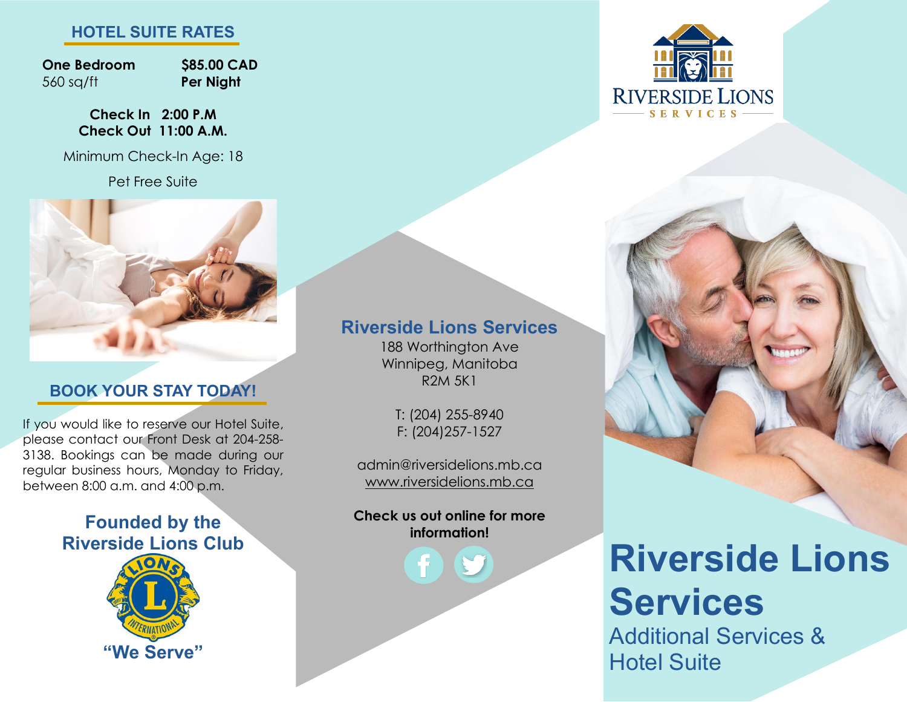## HOTEL SUITE RATES

| | |
|---|---|
| **One Bedroom** 560 sq/ft | **$85.00 CAD Per Night** |

**Check In 2:00 P.M**
**Check Out 11:00 A.M.**

Minimum Check-In Age: 18

Pet Free Suite

## BOOK YOUR STAY TODAY!

If you would like to reserve our Hotel Suite, please contact our Front Desk at 204-258-3138. Bookings can be made during our regular business hours, Monday to Friday, between 8:00 a.m. and 4:00 p.m.

### Founded by the Riverside Lions Club

LIONS INTERNATIONAL

**"We Serve"**

## Riverside Lions Services

188 Worthington Ave
Winnipeg, Manitoba
R2M 5K1

T: (204) 255-8940
F: (204)257-1527

admin@riversidelions.mb.ca
www.riversidelions.mb.ca

**Check us out online for more information!**

RIVERSIDE LIONS SERVICES

# Riverside Lions Services

Additional Services & Hotel Suite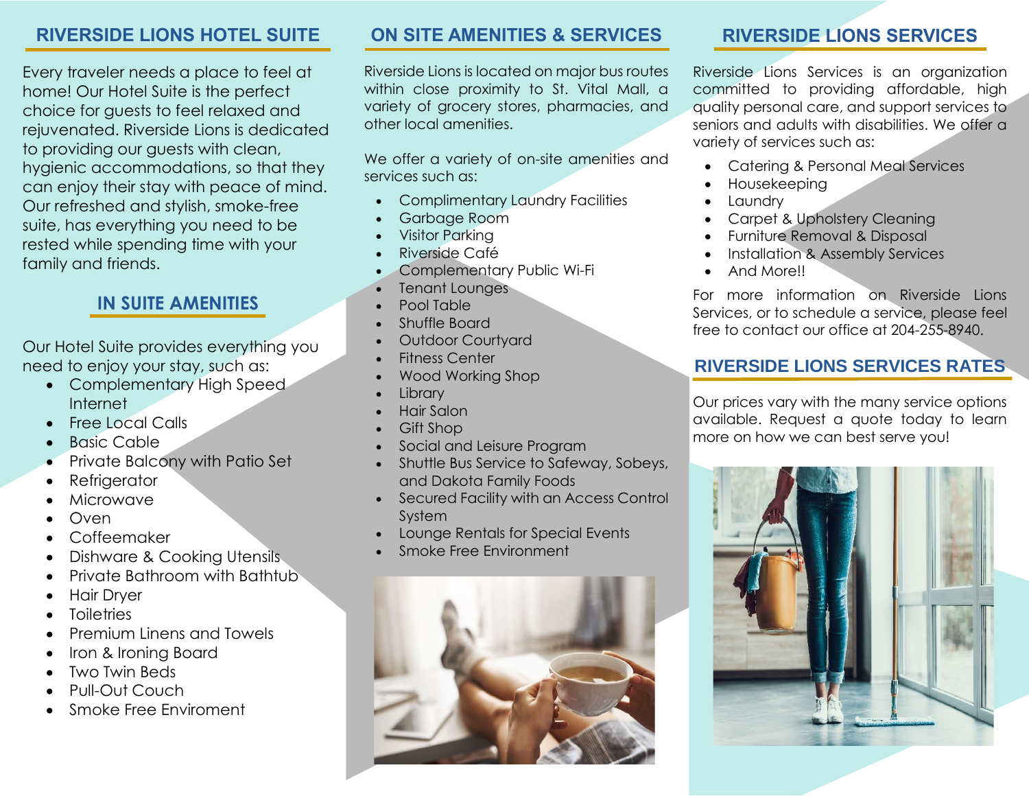## RIVERSIDE LIONS HOTEL SUITE

Every traveler needs a place to feel at home! Our Hotel Suite is the perfect choice for guests to feel relaxed and rejuvenated. Riverside Lions is dedicated to providing our guests with clean, hygienic accommodations, so that they can enjoy their stay with peace of mind. Our refreshed and stylish, smoke-free suite, has everything you need to be rested while spending time with your family and friends.

### IN SUITE AMENITIES

Our Hotel Suite provides everything you need to enjoy your stay, such as:

- Complementary High Speed Internet
- Free Local Calls
- Basic Cable
- Private Balcony with Patio Set
- Refrigerator
- Microwave
- Oven
- Coffeemaker
- Dishware & Cooking Utensils
- Private Bathroom with Bathtub
- Hair Dryer
- Toiletries
- Premium Linens and Towels
- Iron & Ironing Board
- Two Twin Beds
- Pull-Out Couch
- Smoke Free Enviroment

## ON SITE AMENITIES & SERVICES

Riverside Lions is located on major bus routes within close proximity to St. Vital Mall, a variety of grocery stores, pharmacies, and other local amenities.

We offer a variety of on-site amenities and services such as:

- Complimentary Laundry Facilities
- Garbage Room
- Visitor Parking
- Riverside Café
- Complementary Public Wi-Fi
- Tenant Lounges
- Pool Table
- Shuffle Board
- Outdoor Courtyard
- Fitness Center
- Wood Working Shop
- Library
- Hair Salon
- Gift Shop
- Social and Leisure Program
- Shuttle Bus Service to Safeway, Sobeys, and Dakota Family Foods
- Secured Facility with an Access Control System
- Lounge Rentals for Special Events
- Smoke Free Environment

## RIVERSIDE LIONS SERVICES

Riverside Lions Services is an organization committed to providing affordable, high quality personal care, and support services to seniors and adults with disabilities. We offer a variety of services such as:

- Catering & Personal Meal Services
- Housekeeping
- Laundry
- Carpet & Upholstery Cleaning
- Furniture Removal & Disposal
- Installation & Assembly Services
- And More!!

For more information on Riverside Lions Services, or to schedule a service, please feel free to contact our office at 204-255-8940.

## RIVERSIDE LIONS SERVICES RATES

Our prices vary with the many service options available. Request a quote today to learn more on how we can best serve you!